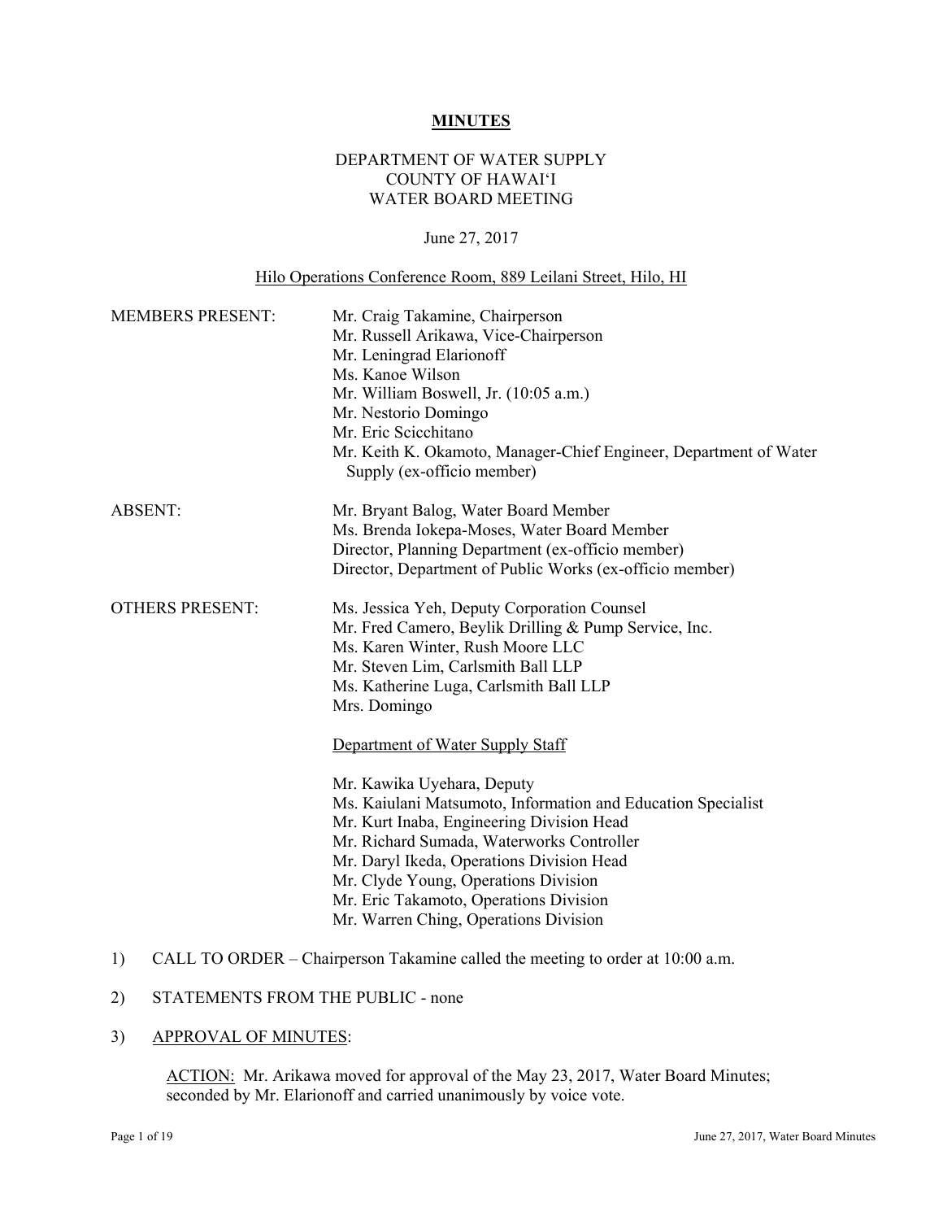**MINUTES**

DEPARTMENT OF WATER SUPPLY
COUNTY OF HAWAIʻI
WATER BOARD MEETING

June 27, 2017

Hilo Operations Conference Room, 889 Leilani Street, Hilo, HI

MEMBERS PRESENT:
- Mr. Craig Takamine, Chairperson
- Mr. Russell Arikawa, Vice-Chairperson
- Mr. Leningrad Elarionoff
- Ms. Kanoe Wilson
- Mr. William Boswell, Jr. (10:05 a.m.)
- Mr. Nestorio Domingo
- Mr. Eric Scicchitano
- Mr. Keith K. Okamoto, Manager-Chief Engineer, Department of Water Supply (ex-officio member)

ABSENT:
- Mr. Bryant Balog, Water Board Member
- Ms. Brenda Iokepa-Moses, Water Board Member
- Director, Planning Department (ex-officio member)
- Director, Department of Public Works (ex-officio member)

OTHERS PRESENT:
- Ms. Jessica Yeh, Deputy Corporation Counsel
- Mr. Fred Camero, Beylik Drilling & Pump Service, Inc.
- Ms. Karen Winter, Rush Moore LLC
- Mr. Steven Lim, Carlsmith Ball LLP
- Ms. Katherine Luga, Carlsmith Ball LLP
- Mrs. Domingo

Department of Water Supply Staff

- Mr. Kawika Uyehara, Deputy
- Ms. Kaiulani Matsumoto, Information and Education Specialist
- Mr. Kurt Inaba, Engineering Division Head
- Mr. Richard Sumada, Waterworks Controller
- Mr. Daryl Ikeda, Operations Division Head
- Mr. Clyde Young, Operations Division
- Mr. Eric Takamoto, Operations Division
- Mr. Warren Ching, Operations Division

1) CALL TO ORDER – Chairperson Takamine called the meeting to order at 10:00 a.m.

2) STATEMENTS FROM THE PUBLIC - none

3) APPROVAL OF MINUTES:

   ACTION: Mr. Arikawa moved for approval of the May 23, 2017, Water Board Minutes; seconded by Mr. Elarionoff and carried unanimously by voice vote.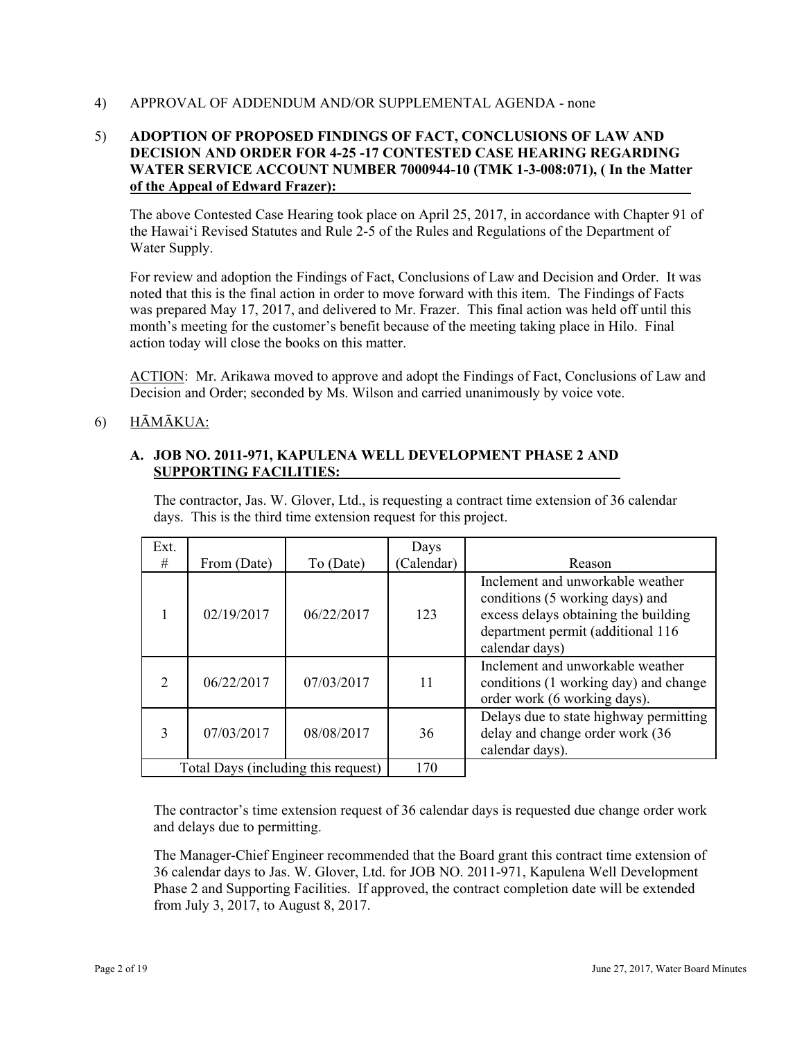4) APPROVAL OF ADDENDUM AND/OR SUPPLEMENTAL AGENDA - none

5) **ADOPTION OF PROPOSED FINDINGS OF FACT, CONCLUSIONS OF LAW AND DECISION AND ORDER FOR 4-25 -17 CONTESTED CASE HEARING REGARDING WATER SERVICE ACCOUNT NUMBER 7000944-10 (TMK 1-3-008:071), ( In the Matter of the Appeal of Edward Frazer):**

The above Contested Case Hearing took place on April 25, 2017, in accordance with Chapter 91 of the Hawai'i Revised Statutes and Rule 2-5 of the Rules and Regulations of the Department of Water Supply.

For review and adoption the Findings of Fact, Conclusions of Law and Decision and Order. It was noted that this is the final action in order to move forward with this item. The Findings of Facts was prepared May 17, 2017, and delivered to Mr. Frazer. This final action was held off until this month's meeting for the customer's benefit because of the meeting taking place in Hilo. Final action today will close the books on this matter.

ACTION: Mr. Arikawa moved to approve and adopt the Findings of Fact, Conclusions of Law and Decision and Order; seconded by Ms. Wilson and carried unanimously by voice vote.

6) HĀMĀKUA:

**A. JOB NO. 2011-971, KAPULENA WELL DEVELOPMENT PHASE 2 AND SUPPORTING FACILITIES:**

The contractor, Jas. W. Glover, Ltd., is requesting a contract time extension of 36 calendar days. This is the third time extension request for this project.

| Ext. # | From (Date) | To (Date) | Days (Calendar) | Reason |
|---|---|---|---|---|
| 1 | 02/19/2017 | 06/22/2017 | 123 | Inclement and unworkable weather conditions (5 working days) and excess delays obtaining the building department permit (additional 116 calendar days) |
| 2 | 06/22/2017 | 07/03/2017 | 11 | Inclement and unworkable weather conditions (1 working day) and change order work (6 working days). |
| 3 | 07/03/2017 | 08/08/2017 | 36 | Delays due to state highway permitting delay and change order work (36 calendar days). |
| Total Days (including this request) | | | 170 | |

The contractor's time extension request of 36 calendar days is requested due change order work and delays due to permitting.

The Manager-Chief Engineer recommended that the Board grant this contract time extension of 36 calendar days to Jas. W. Glover, Ltd. for JOB NO. 2011-971, Kapulena Well Development Phase 2 and Supporting Facilities. If approved, the contract completion date will be extended from July 3, 2017, to August 8, 2017.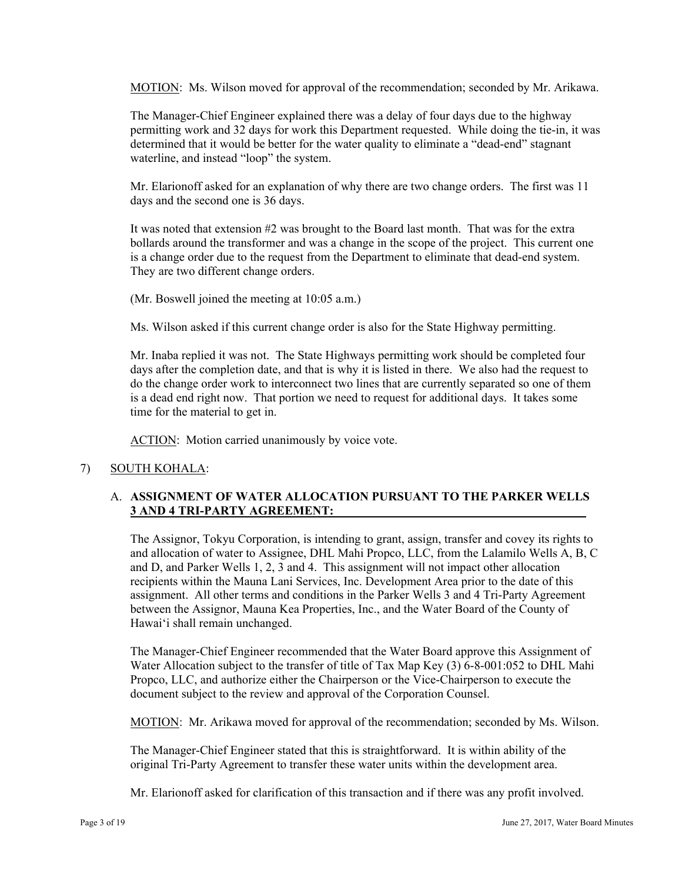MOTION: Ms. Wilson moved for approval of the recommendation; seconded by Mr. Arikawa.

The Manager-Chief Engineer explained there was a delay of four days due to the highway permitting work and 32 days for work this Department requested. While doing the tie-in, it was determined that it would be better for the water quality to eliminate a "dead-end" stagnant waterline, and instead "loop" the system.

Mr. Elarionoff asked for an explanation of why there are two change orders. The first was 11 days and the second one is 36 days.

It was noted that extension #2 was brought to the Board last month. That was for the extra bollards around the transformer and was a change in the scope of the project. This current one is a change order due to the request from the Department to eliminate that dead-end system. They are two different change orders.

(Mr. Boswell joined the meeting at 10:05 a.m.)

Ms. Wilson asked if this current change order is also for the State Highway permitting.

Mr. Inaba replied it was not. The State Highways permitting work should be completed four days after the completion date, and that is why it is listed in there. We also had the request to do the change order work to interconnect two lines that are currently separated so one of them is a dead end right now. That portion we need to request for additional days. It takes some time for the material to get in.

ACTION: Motion carried unanimously by voice vote.

7) SOUTH KOHALA:

A. **ASSIGNMENT OF WATER ALLOCATION PURSUANT TO THE PARKER WELLS 3 AND 4 TRI-PARTY AGREEMENT:**

The Assignor, Tokyu Corporation, is intending to grant, assign, transfer and covey its rights to and allocation of water to Assignee, DHL Mahi Propco, LLC, from the Lalamilo Wells A, B, C and D, and Parker Wells 1, 2, 3 and 4. This assignment will not impact other allocation recipients within the Mauna Lani Services, Inc. Development Area prior to the date of this assignment. All other terms and conditions in the Parker Wells 3 and 4 Tri-Party Agreement between the Assignor, Mauna Kea Properties, Inc., and the Water Board of the County of Hawai'i shall remain unchanged.

The Manager-Chief Engineer recommended that the Water Board approve this Assignment of Water Allocation subject to the transfer of title of Tax Map Key (3) 6-8-001:052 to DHL Mahi Propco, LLC, and authorize either the Chairperson or the Vice-Chairperson to execute the document subject to the review and approval of the Corporation Counsel.

MOTION: Mr. Arikawa moved for approval of the recommendation; seconded by Ms. Wilson.

The Manager-Chief Engineer stated that this is straightforward. It is within ability of the original Tri-Party Agreement to transfer these water units within the development area.

Mr. Elarionoff asked for clarification of this transaction and if there was any profit involved.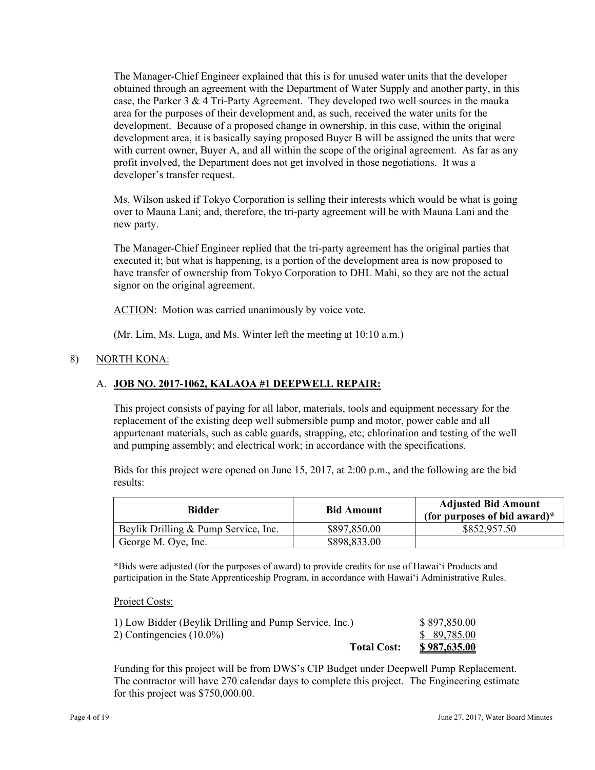The Manager-Chief Engineer explained that this is for unused water units that the developer obtained through an agreement with the Department of Water Supply and another party, in this case, the Parker 3 & 4 Tri-Party Agreement. They developed two well sources in the mauka area for the purposes of their development and, as such, received the water units for the development. Because of a proposed change in ownership, in this case, within the original development area, it is basically saying proposed Buyer B will be assigned the units that were with current owner, Buyer A, and all within the scope of the original agreement. As far as any profit involved, the Department does not get involved in those negotiations. It was a developer's transfer request.

Ms. Wilson asked if Tokyo Corporation is selling their interests which would be what is going over to Mauna Lani; and, therefore, the tri-party agreement will be with Mauna Lani and the new party.

The Manager-Chief Engineer replied that the tri-party agreement has the original parties that executed it; but what is happening, is a portion of the development area is now proposed to have transfer of ownership from Tokyo Corporation to DHL Mahi, so they are not the actual signor on the original agreement.

ACTION: Motion was carried unanimously by voice vote.

(Mr. Lim, Ms. Luga, and Ms. Winter left the meeting at 10:10 a.m.)

8) NORTH KONA:

A. **JOB NO. 2017-1062, KALAOA #1 DEEPWELL REPAIR:**

This project consists of paying for all labor, materials, tools and equipment necessary for the replacement of the existing deep well submersible pump and motor, power cable and all appurtenant materials, such as cable guards, strapping, etc; chlorination and testing of the well and pumping assembly; and electrical work; in accordance with the specifications.

Bids for this project were opened on June 15, 2017, at 2:00 p.m., and the following are the bid results:

| Bidder | Bid Amount | Adjusted Bid Amount (for purposes of bid award)* |
|---|---|---|
| Beylik Drilling & Pump Service, Inc. | $897,850.00 | $852,957.50 |
| George M. Oye, Inc. | $898,833.00 | |

*Bids were adjusted (for the purposes of award) to provide credits for use of Hawai'i Products and participation in the State Apprenticeship Program, in accordance with Hawai'i Administrative Rules.

Project Costs:

| | |
|---|---|
| 1) Low Bidder (Beylik Drilling and Pump Service, Inc.) | $ 897,850.00 |
| 2) Contingencies (10.0%) | $ 89,785.00 |
| **Total Cost:** | **$ 987,635.00** |

Funding for this project will be from DWS's CIP Budget under Deepwell Pump Replacement. The contractor will have 270 calendar days to complete this project. The Engineering estimate for this project was $750,000.00.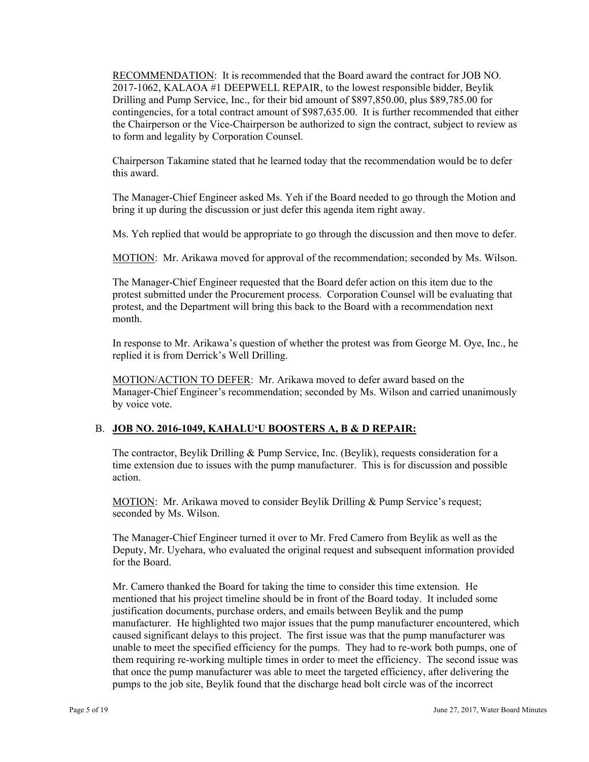RECOMMENDATION: It is recommended that the Board award the contract for JOB NO. 2017-1062, KALAOA #1 DEEPWELL REPAIR, to the lowest responsible bidder, Beylik Drilling and Pump Service, Inc., for their bid amount of $897,850.00, plus $89,785.00 for contingencies, for a total contract amount of $987,635.00. It is further recommended that either the Chairperson or the Vice-Chairperson be authorized to sign the contract, subject to review as to form and legality by Corporation Counsel.

Chairperson Takamine stated that he learned today that the recommendation would be to defer this award.

The Manager-Chief Engineer asked Ms. Yeh if the Board needed to go through the Motion and bring it up during the discussion or just defer this agenda item right away.

Ms. Yeh replied that would be appropriate to go through the discussion and then move to defer.

MOTION: Mr. Arikawa moved for approval of the recommendation; seconded by Ms. Wilson.

The Manager-Chief Engineer requested that the Board defer action on this item due to the protest submitted under the Procurement process. Corporation Counsel will be evaluating that protest, and the Department will bring this back to the Board with a recommendation next month.

In response to Mr. Arikawa's question of whether the protest was from George M. Oye, Inc., he replied it is from Derrick's Well Drilling.

MOTION/ACTION TO DEFER: Mr. Arikawa moved to defer award based on the Manager-Chief Engineer's recommendation; seconded by Ms. Wilson and carried unanimously by voice vote.

B. **JOB NO. 2016-1049, KAHALU'U BOOSTERS A, B & D REPAIR:**

The contractor, Beylik Drilling & Pump Service, Inc. (Beylik), requests consideration for a time extension due to issues with the pump manufacturer. This is for discussion and possible action.

MOTION: Mr. Arikawa moved to consider Beylik Drilling & Pump Service's request; seconded by Ms. Wilson.

The Manager-Chief Engineer turned it over to Mr. Fred Camero from Beylik as well as the Deputy, Mr. Uyehara, who evaluated the original request and subsequent information provided for the Board.

Mr. Camero thanked the Board for taking the time to consider this time extension. He mentioned that his project timeline should be in front of the Board today. It included some justification documents, purchase orders, and emails between Beylik and the pump manufacturer. He highlighted two major issues that the pump manufacturer encountered, which caused significant delays to this project. The first issue was that the pump manufacturer was unable to meet the specified efficiency for the pumps. They had to re-work both pumps, one of them requiring re-working multiple times in order to meet the efficiency. The second issue was that once the pump manufacturer was able to meet the targeted efficiency, after delivering the pumps to the job site, Beylik found that the discharge head bolt circle was of the incorrect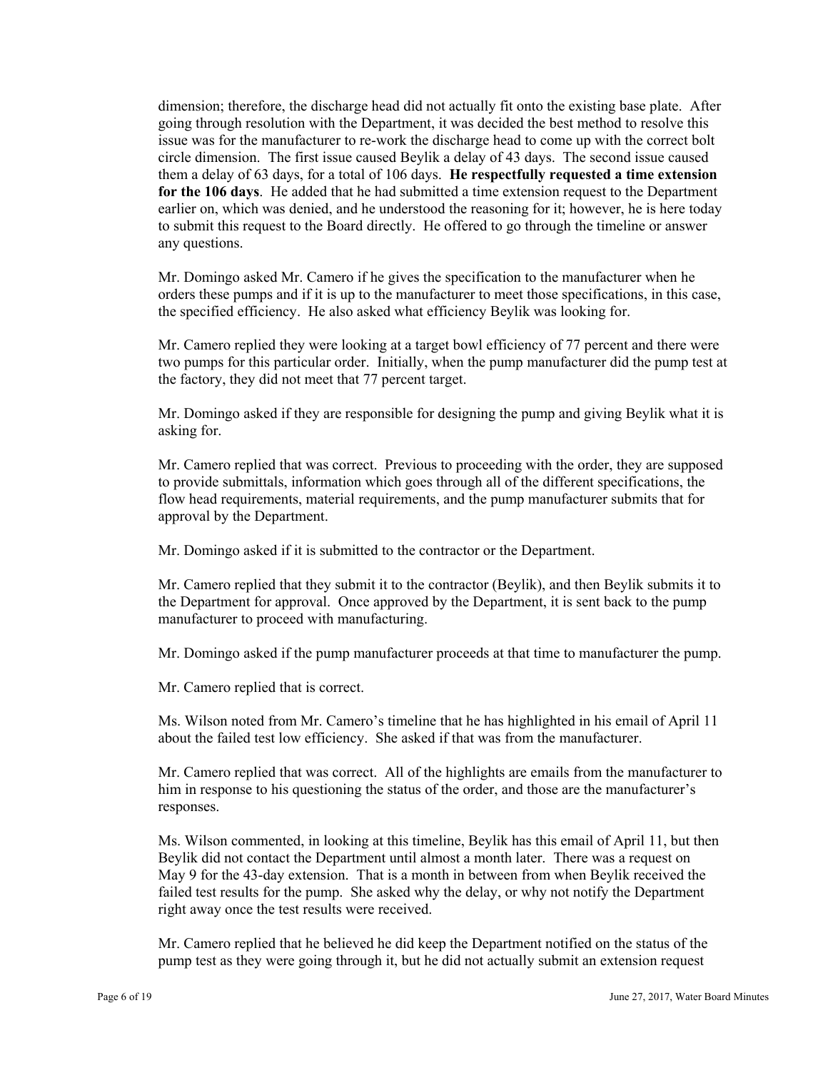dimension; therefore, the discharge head did not actually fit onto the existing base plate. After going through resolution with the Department, it was decided the best method to resolve this issue was for the manufacturer to re-work the discharge head to come up with the correct bolt circle dimension. The first issue caused Beylik a delay of 43 days. The second issue caused them a delay of 63 days, for a total of 106 days. **He respectfully requested a time extension for the 106 days**. He added that he had submitted a time extension request to the Department earlier on, which was denied, and he understood the reasoning for it; however, he is here today to submit this request to the Board directly. He offered to go through the timeline or answer any questions.

Mr. Domingo asked Mr. Camero if he gives the specification to the manufacturer when he orders these pumps and if it is up to the manufacturer to meet those specifications, in this case, the specified efficiency. He also asked what efficiency Beylik was looking for.

Mr. Camero replied they were looking at a target bowl efficiency of 77 percent and there were two pumps for this particular order. Initially, when the pump manufacturer did the pump test at the factory, they did not meet that 77 percent target.

Mr. Domingo asked if they are responsible for designing the pump and giving Beylik what it is asking for.

Mr. Camero replied that was correct. Previous to proceeding with the order, they are supposed to provide submittals, information which goes through all of the different specifications, the flow head requirements, material requirements, and the pump manufacturer submits that for approval by the Department.

Mr. Domingo asked if it is submitted to the contractor or the Department.

Mr. Camero replied that they submit it to the contractor (Beylik), and then Beylik submits it to the Department for approval. Once approved by the Department, it is sent back to the pump manufacturer to proceed with manufacturing.

Mr. Domingo asked if the pump manufacturer proceeds at that time to manufacturer the pump.

Mr. Camero replied that is correct.

Ms. Wilson noted from Mr. Camero's timeline that he has highlighted in his email of April 11 about the failed test low efficiency. She asked if that was from the manufacturer.

Mr. Camero replied that was correct. All of the highlights are emails from the manufacturer to him in response to his questioning the status of the order, and those are the manufacturer's responses.

Ms. Wilson commented, in looking at this timeline, Beylik has this email of April 11, but then Beylik did not contact the Department until almost a month later. There was a request on May 9 for the 43-day extension. That is a month in between from when Beylik received the failed test results for the pump. She asked why the delay, or why not notify the Department right away once the test results were received.

Mr. Camero replied that he believed he did keep the Department notified on the status of the pump test as they were going through it, but he did not actually submit an extension request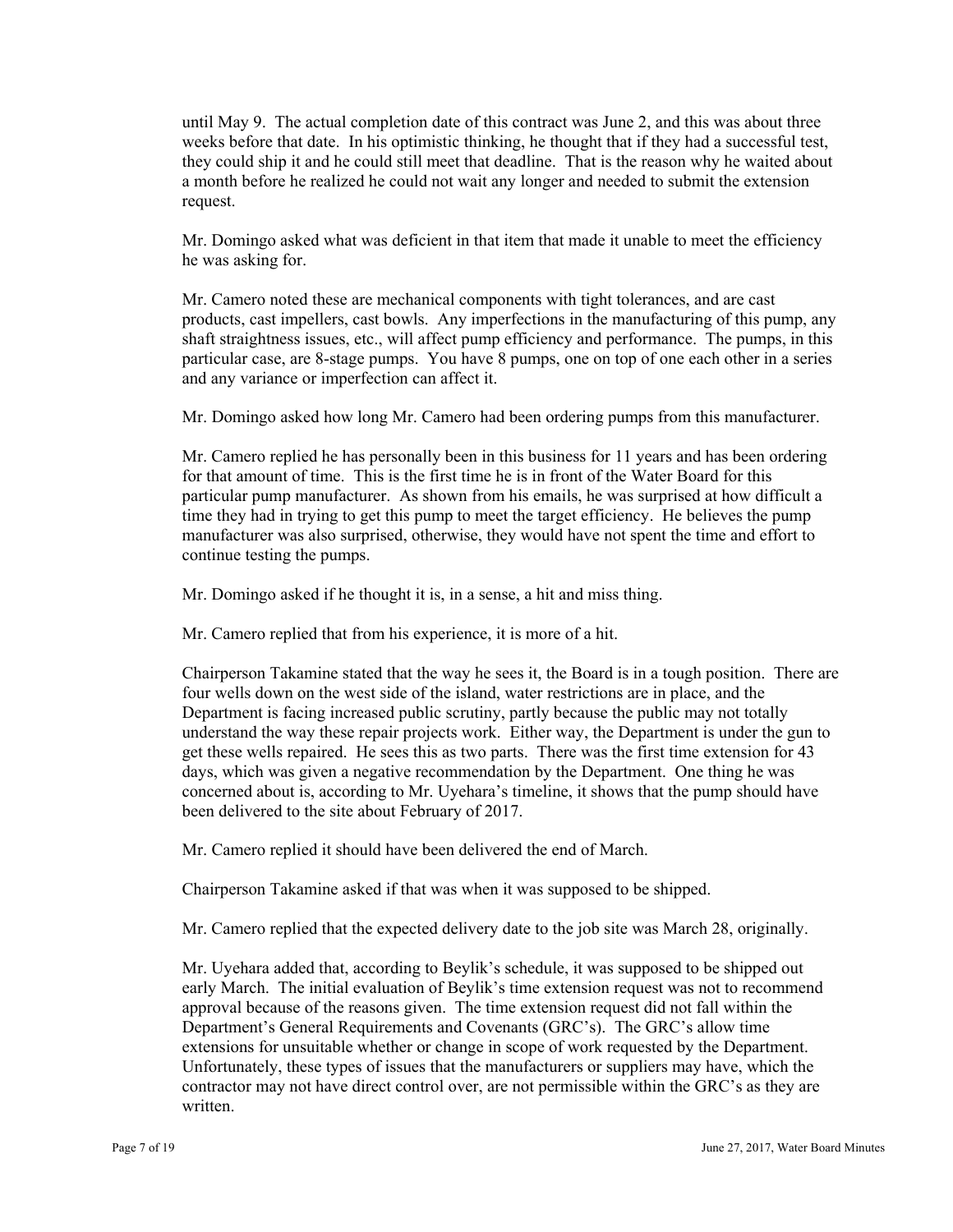until May 9. The actual completion date of this contract was June 2, and this was about three weeks before that date. In his optimistic thinking, he thought that if they had a successful test, they could ship it and he could still meet that deadline. That is the reason why he waited about a month before he realized he could not wait any longer and needed to submit the extension request.

Mr. Domingo asked what was deficient in that item that made it unable to meet the efficiency he was asking for.

Mr. Camero noted these are mechanical components with tight tolerances, and are cast products, cast impellers, cast bowls. Any imperfections in the manufacturing of this pump, any shaft straightness issues, etc., will affect pump efficiency and performance. The pumps, in this particular case, are 8-stage pumps. You have 8 pumps, one on top of one each other in a series and any variance or imperfection can affect it.

Mr. Domingo asked how long Mr. Camero had been ordering pumps from this manufacturer.

Mr. Camero replied he has personally been in this business for 11 years and has been ordering for that amount of time. This is the first time he is in front of the Water Board for this particular pump manufacturer. As shown from his emails, he was surprised at how difficult a time they had in trying to get this pump to meet the target efficiency. He believes the pump manufacturer was also surprised, otherwise, they would have not spent the time and effort to continue testing the pumps.

Mr. Domingo asked if he thought it is, in a sense, a hit and miss thing.

Mr. Camero replied that from his experience, it is more of a hit.

Chairperson Takamine stated that the way he sees it, the Board is in a tough position. There are four wells down on the west side of the island, water restrictions are in place, and the Department is facing increased public scrutiny, partly because the public may not totally understand the way these repair projects work. Either way, the Department is under the gun to get these wells repaired. He sees this as two parts. There was the first time extension for 43 days, which was given a negative recommendation by the Department. One thing he was concerned about is, according to Mr. Uyehara's timeline, it shows that the pump should have been delivered to the site about February of 2017.

Mr. Camero replied it should have been delivered the end of March.

Chairperson Takamine asked if that was when it was supposed to be shipped.

Mr. Camero replied that the expected delivery date to the job site was March 28, originally.

Mr. Uyehara added that, according to Beylik's schedule, it was supposed to be shipped out early March. The initial evaluation of Beylik's time extension request was not to recommend approval because of the reasons given. The time extension request did not fall within the Department's General Requirements and Covenants (GRC's). The GRC's allow time extensions for unsuitable whether or change in scope of work requested by the Department. Unfortunately, these types of issues that the manufacturers or suppliers may have, which the contractor may not have direct control over, are not permissible within the GRC's as they are written.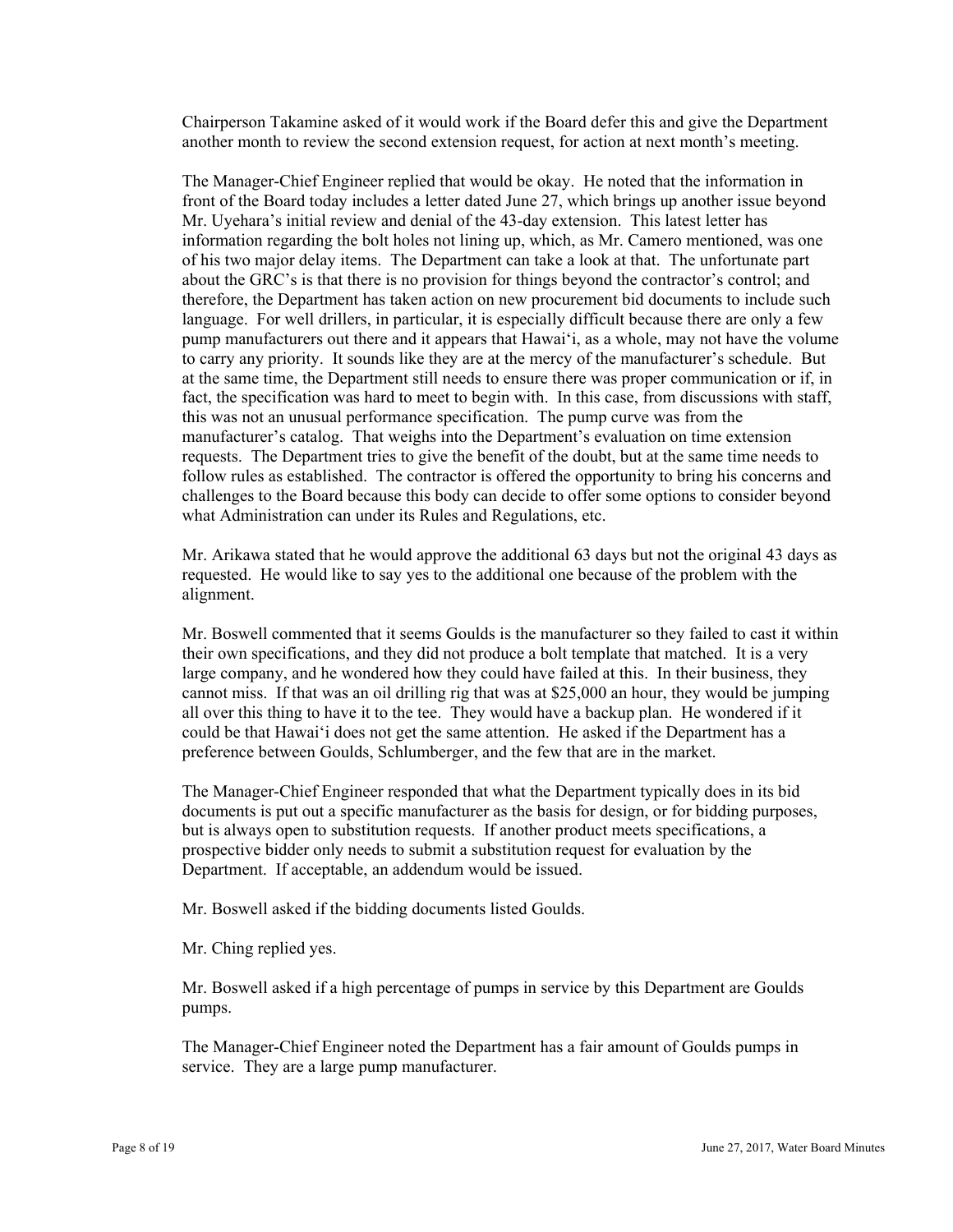Chairperson Takamine asked of it would work if the Board defer this and give the Department another month to review the second extension request, for action at next month's meeting.

The Manager-Chief Engineer replied that would be okay. He noted that the information in front of the Board today includes a letter dated June 27, which brings up another issue beyond Mr. Uyehara's initial review and denial of the 43-day extension. This latest letter has information regarding the bolt holes not lining up, which, as Mr. Camero mentioned, was one of his two major delay items. The Department can take a look at that. The unfortunate part about the GRC's is that there is no provision for things beyond the contractor's control; and therefore, the Department has taken action on new procurement bid documents to include such language. For well drillers, in particular, it is especially difficult because there are only a few pump manufacturers out there and it appears that Hawai'i, as a whole, may not have the volume to carry any priority. It sounds like they are at the mercy of the manufacturer's schedule. But at the same time, the Department still needs to ensure there was proper communication or if, in fact, the specification was hard to meet to begin with. In this case, from discussions with staff, this was not an unusual performance specification. The pump curve was from the manufacturer's catalog. That weighs into the Department's evaluation on time extension requests. The Department tries to give the benefit of the doubt, but at the same time needs to follow rules as established. The contractor is offered the opportunity to bring his concerns and challenges to the Board because this body can decide to offer some options to consider beyond what Administration can under its Rules and Regulations, etc.

Mr. Arikawa stated that he would approve the additional 63 days but not the original 43 days as requested. He would like to say yes to the additional one because of the problem with the alignment.

Mr. Boswell commented that it seems Goulds is the manufacturer so they failed to cast it within their own specifications, and they did not produce a bolt template that matched. It is a very large company, and he wondered how they could have failed at this. In their business, they cannot miss. If that was an oil drilling rig that was at $25,000 an hour, they would be jumping all over this thing to have it to the tee. They would have a backup plan. He wondered if it could be that Hawai'i does not get the same attention. He asked if the Department has a preference between Goulds, Schlumberger, and the few that are in the market.

The Manager-Chief Engineer responded that what the Department typically does in its bid documents is put out a specific manufacturer as the basis for design, or for bidding purposes, but is always open to substitution requests. If another product meets specifications, a prospective bidder only needs to submit a substitution request for evaluation by the Department. If acceptable, an addendum would be issued.

Mr. Boswell asked if the bidding documents listed Goulds.

Mr. Ching replied yes.

Mr. Boswell asked if a high percentage of pumps in service by this Department are Goulds pumps.

The Manager-Chief Engineer noted the Department has a fair amount of Goulds pumps in service. They are a large pump manufacturer.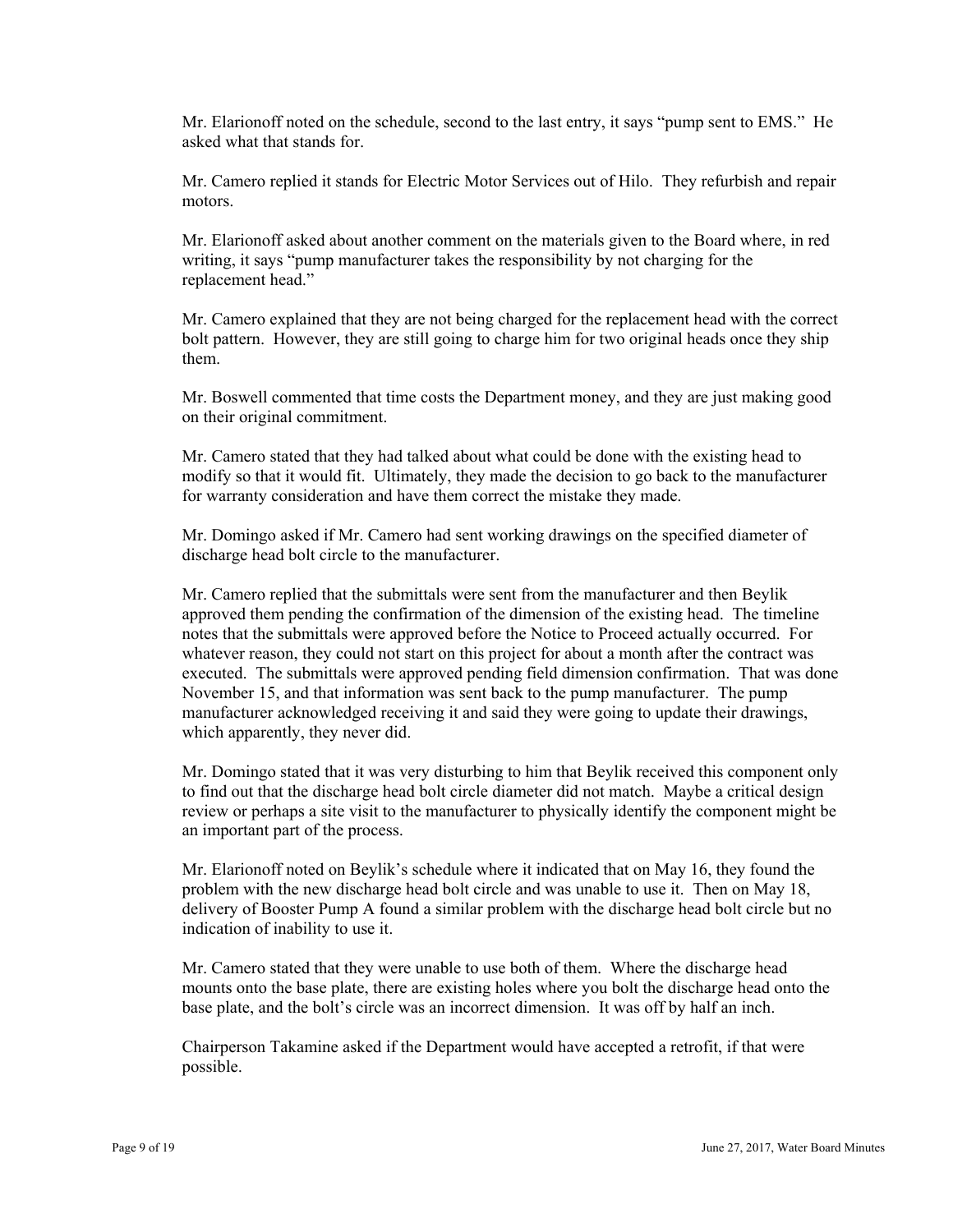Mr. Elarionoff noted on the schedule, second to the last entry, it says "pump sent to EMS." He asked what that stands for.

Mr. Camero replied it stands for Electric Motor Services out of Hilo. They refurbish and repair motors.

Mr. Elarionoff asked about another comment on the materials given to the Board where, in red writing, it says "pump manufacturer takes the responsibility by not charging for the replacement head."

Mr. Camero explained that they are not being charged for the replacement head with the correct bolt pattern. However, they are still going to charge him for two original heads once they ship them.

Mr. Boswell commented that time costs the Department money, and they are just making good on their original commitment.

Mr. Camero stated that they had talked about what could be done with the existing head to modify so that it would fit. Ultimately, they made the decision to go back to the manufacturer for warranty consideration and have them correct the mistake they made.

Mr. Domingo asked if Mr. Camero had sent working drawings on the specified diameter of discharge head bolt circle to the manufacturer.

Mr. Camero replied that the submittals were sent from the manufacturer and then Beylik approved them pending the confirmation of the dimension of the existing head. The timeline notes that the submittals were approved before the Notice to Proceed actually occurred. For whatever reason, they could not start on this project for about a month after the contract was executed. The submittals were approved pending field dimension confirmation. That was done November 15, and that information was sent back to the pump manufacturer. The pump manufacturer acknowledged receiving it and said they were going to update their drawings, which apparently, they never did.

Mr. Domingo stated that it was very disturbing to him that Beylik received this component only to find out that the discharge head bolt circle diameter did not match. Maybe a critical design review or perhaps a site visit to the manufacturer to physically identify the component might be an important part of the process.

Mr. Elarionoff noted on Beylik's schedule where it indicated that on May 16, they found the problem with the new discharge head bolt circle and was unable to use it. Then on May 18, delivery of Booster Pump A found a similar problem with the discharge head bolt circle but no indication of inability to use it.

Mr. Camero stated that they were unable to use both of them. Where the discharge head mounts onto the base plate, there are existing holes where you bolt the discharge head onto the base plate, and the bolt's circle was an incorrect dimension. It was off by half an inch.

Chairperson Takamine asked if the Department would have accepted a retrofit, if that were possible.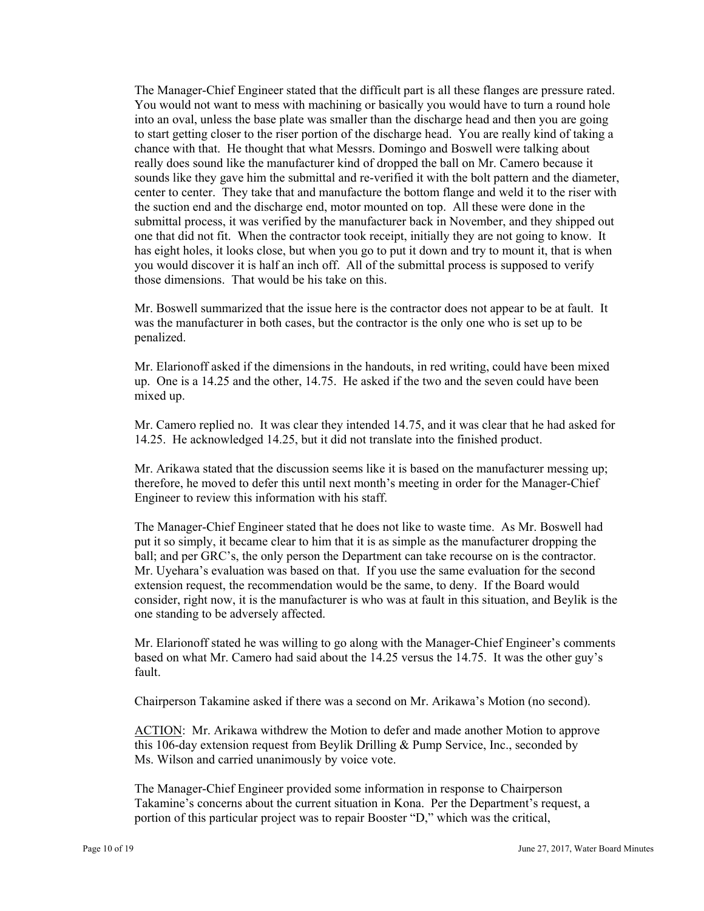The Manager-Chief Engineer stated that the difficult part is all these flanges are pressure rated. You would not want to mess with machining or basically you would have to turn a round hole into an oval, unless the base plate was smaller than the discharge head and then you are going to start getting closer to the riser portion of the discharge head. You are really kind of taking a chance with that. He thought that what Messrs. Domingo and Boswell were talking about really does sound like the manufacturer kind of dropped the ball on Mr. Camero because it sounds like they gave him the submittal and re-verified it with the bolt pattern and the diameter, center to center. They take that and manufacture the bottom flange and weld it to the riser with the suction end and the discharge end, motor mounted on top. All these were done in the submittal process, it was verified by the manufacturer back in November, and they shipped out one that did not fit. When the contractor took receipt, initially they are not going to know. It has eight holes, it looks close, but when you go to put it down and try to mount it, that is when you would discover it is half an inch off. All of the submittal process is supposed to verify those dimensions. That would be his take on this.

Mr. Boswell summarized that the issue here is the contractor does not appear to be at fault. It was the manufacturer in both cases, but the contractor is the only one who is set up to be penalized.

Mr. Elarionoff asked if the dimensions in the handouts, in red writing, could have been mixed up. One is a 14.25 and the other, 14.75. He asked if the two and the seven could have been mixed up.

Mr. Camero replied no. It was clear they intended 14.75, and it was clear that he had asked for 14.25. He acknowledged 14.25, but it did not translate into the finished product.

Mr. Arikawa stated that the discussion seems like it is based on the manufacturer messing up; therefore, he moved to defer this until next month's meeting in order for the Manager-Chief Engineer to review this information with his staff.

The Manager-Chief Engineer stated that he does not like to waste time. As Mr. Boswell had put it so simply, it became clear to him that it is as simple as the manufacturer dropping the ball; and per GRC's, the only person the Department can take recourse on is the contractor. Mr. Uyehara's evaluation was based on that. If you use the same evaluation for the second extension request, the recommendation would be the same, to deny. If the Board would consider, right now, it is the manufacturer is who was at fault in this situation, and Beylik is the one standing to be adversely affected.

Mr. Elarionoff stated he was willing to go along with the Manager-Chief Engineer's comments based on what Mr. Camero had said about the 14.25 versus the 14.75. It was the other guy's fault.

Chairperson Takamine asked if there was a second on Mr. Arikawa's Motion (no second).

ACTION: Mr. Arikawa withdrew the Motion to defer and made another Motion to approve this 106-day extension request from Beylik Drilling & Pump Service, Inc., seconded by Ms. Wilson and carried unanimously by voice vote.

The Manager-Chief Engineer provided some information in response to Chairperson Takamine's concerns about the current situation in Kona. Per the Department's request, a portion of this particular project was to repair Booster "D," which was the critical,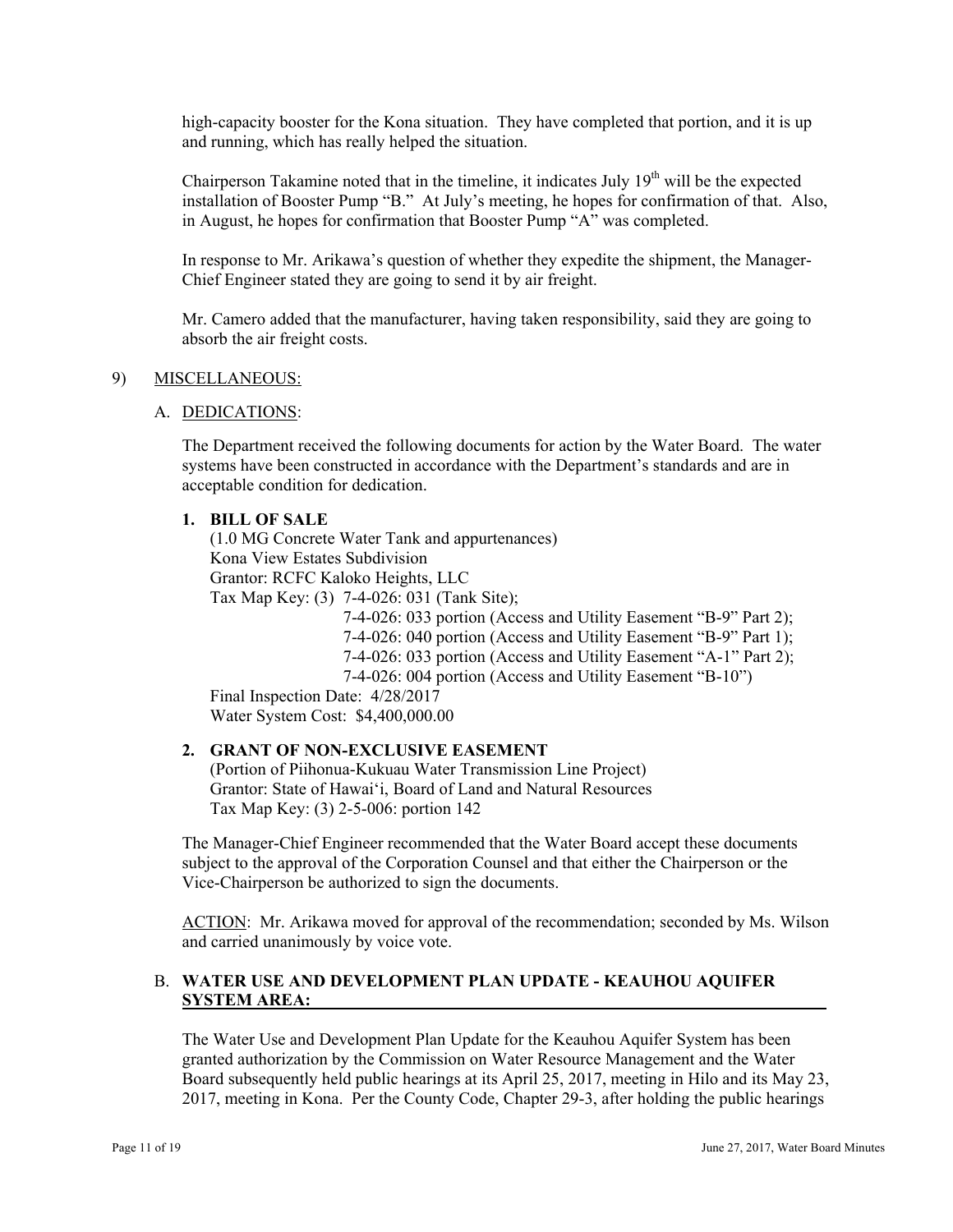high-capacity booster for the Kona situation. They have completed that portion, and it is up and running, which has really helped the situation.

Chairperson Takamine noted that in the timeline, it indicates July 19th will be the expected installation of Booster Pump "B." At July's meeting, he hopes for confirmation of that. Also, in August, he hopes for confirmation that Booster Pump "A" was completed.

In response to Mr. Arikawa's question of whether they expedite the shipment, the Manager-Chief Engineer stated they are going to send it by air freight.

Mr. Camero added that the manufacturer, having taken responsibility, said they are going to absorb the air freight costs.

9) MISCELLANEOUS:

A. DEDICATIONS:

The Department received the following documents for action by the Water Board. The water systems have been constructed in accordance with the Department's standards and are in acceptable condition for dedication.

**1. BILL OF SALE**

(1.0 MG Concrete Water Tank and appurtenances)
Kona View Estates Subdivision
Grantor: RCFC Kaloko Heights, LLC
Tax Map Key: (3) 7-4-026: 031 (Tank Site);
7-4-026: 033 portion (Access and Utility Easement "B-9" Part 2);
7-4-026: 040 portion (Access and Utility Easement "B-9" Part 1);
7-4-026: 033 portion (Access and Utility Easement "A-1" Part 2);
7-4-026: 004 portion (Access and Utility Easement "B-10")
Final Inspection Date: 4/28/2017
Water System Cost: $4,400,000.00

**2. GRANT OF NON-EXCLUSIVE EASEMENT**

(Portion of Piihonua-Kukuau Water Transmission Line Project)
Grantor: State of Hawai'i, Board of Land and Natural Resources
Tax Map Key: (3) 2-5-006: portion 142

The Manager-Chief Engineer recommended that the Water Board accept these documents subject to the approval of the Corporation Counsel and that either the Chairperson or the Vice-Chairperson be authorized to sign the documents.

ACTION: Mr. Arikawa moved for approval of the recommendation; seconded by Ms. Wilson and carried unanimously by voice vote.

B. **WATER USE AND DEVELOPMENT PLAN UPDATE - KEAUHOU AQUIFER SYSTEM AREA:**

The Water Use and Development Plan Update for the Keauhou Aquifer System has been granted authorization by the Commission on Water Resource Management and the Water Board subsequently held public hearings at its April 25, 2017, meeting in Hilo and its May 23, 2017, meeting in Kona. Per the County Code, Chapter 29-3, after holding the public hearings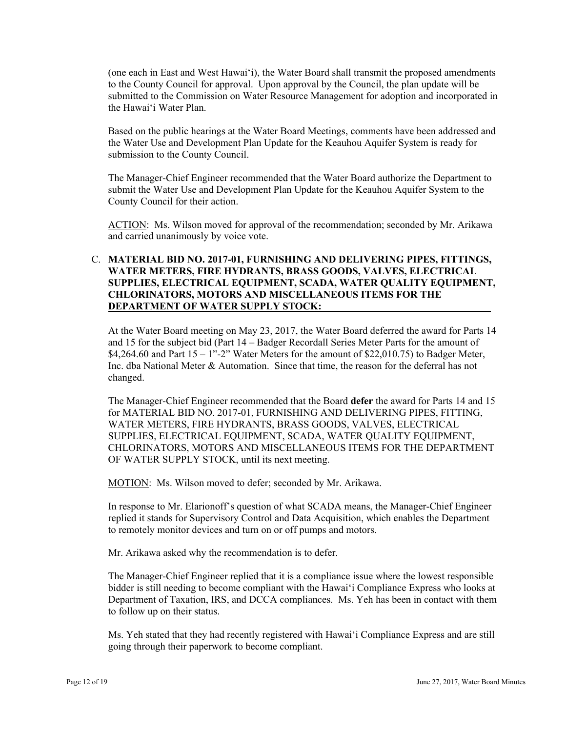(one each in East and West Hawaiʻi), the Water Board shall transmit the proposed amendments to the County Council for approval. Upon approval by the Council, the plan update will be submitted to the Commission on Water Resource Management for adoption and incorporated in the Hawaiʻi Water Plan.

Based on the public hearings at the Water Board Meetings, comments have been addressed and the Water Use and Development Plan Update for the Keauhou Aquifer System is ready for submission to the County Council.

The Manager-Chief Engineer recommended that the Water Board authorize the Department to submit the Water Use and Development Plan Update for the Keauhou Aquifer System to the County Council for their action.

<u>ACTION</u>: Ms. Wilson moved for approval of the recommendation; seconded by Mr. Arikawa and carried unanimously by voice vote.

C. **<u>MATERIAL BID NO. 2017-01, FURNISHING AND DELIVERING PIPES, FITTINGS, WATER METERS, FIRE HYDRANTS, BRASS GOODS, VALVES, ELECTRICAL SUPPLIES, ELECTRICAL EQUIPMENT, SCADA, WATER QUALITY EQUIPMENT, CHLORINATORS, MOTORS AND MISCELLANEOUS ITEMS FOR THE DEPARTMENT OF WATER SUPPLY STOCK:</u>**

At the Water Board meeting on May 23, 2017, the Water Board deferred the award for Parts 14 and 15 for the subject bid (Part 14 – Badger Recordall Series Meter Parts for the amount of $4,264.60 and Part 15 – 1"-2" Water Meters for the amount of $22,010.75) to Badger Meter, Inc. dba National Meter & Automation. Since that time, the reason for the deferral has not changed.

The Manager-Chief Engineer recommended that the Board **defer** the award for Parts 14 and 15 for MATERIAL BID NO. 2017-01, FURNISHING AND DELIVERING PIPES, FITTING, WATER METERS, FIRE HYDRANTS, BRASS GOODS, VALVES, ELECTRICAL SUPPLIES, ELECTRICAL EQUIPMENT, SCADA, WATER QUALITY EQUIPMENT, CHLORINATORS, MOTORS AND MISCELLANEOUS ITEMS FOR THE DEPARTMENT OF WATER SUPPLY STOCK, until its next meeting.

<u>MOTION</u>: Ms. Wilson moved to defer; seconded by Mr. Arikawa.

In response to Mr. Elarionoff's question of what SCADA means, the Manager-Chief Engineer replied it stands for Supervisory Control and Data Acquisition, which enables the Department to remotely monitor devices and turn on or off pumps and motors.

Mr. Arikawa asked why the recommendation is to defer.

The Manager-Chief Engineer replied that it is a compliance issue where the lowest responsible bidder is still needing to become compliant with the Hawaiʻi Compliance Express who looks at Department of Taxation, IRS, and DCCA compliances. Ms. Yeh has been in contact with them to follow up on their status.

Ms. Yeh stated that they had recently registered with Hawaiʻi Compliance Express and are still going through their paperwork to become compliant.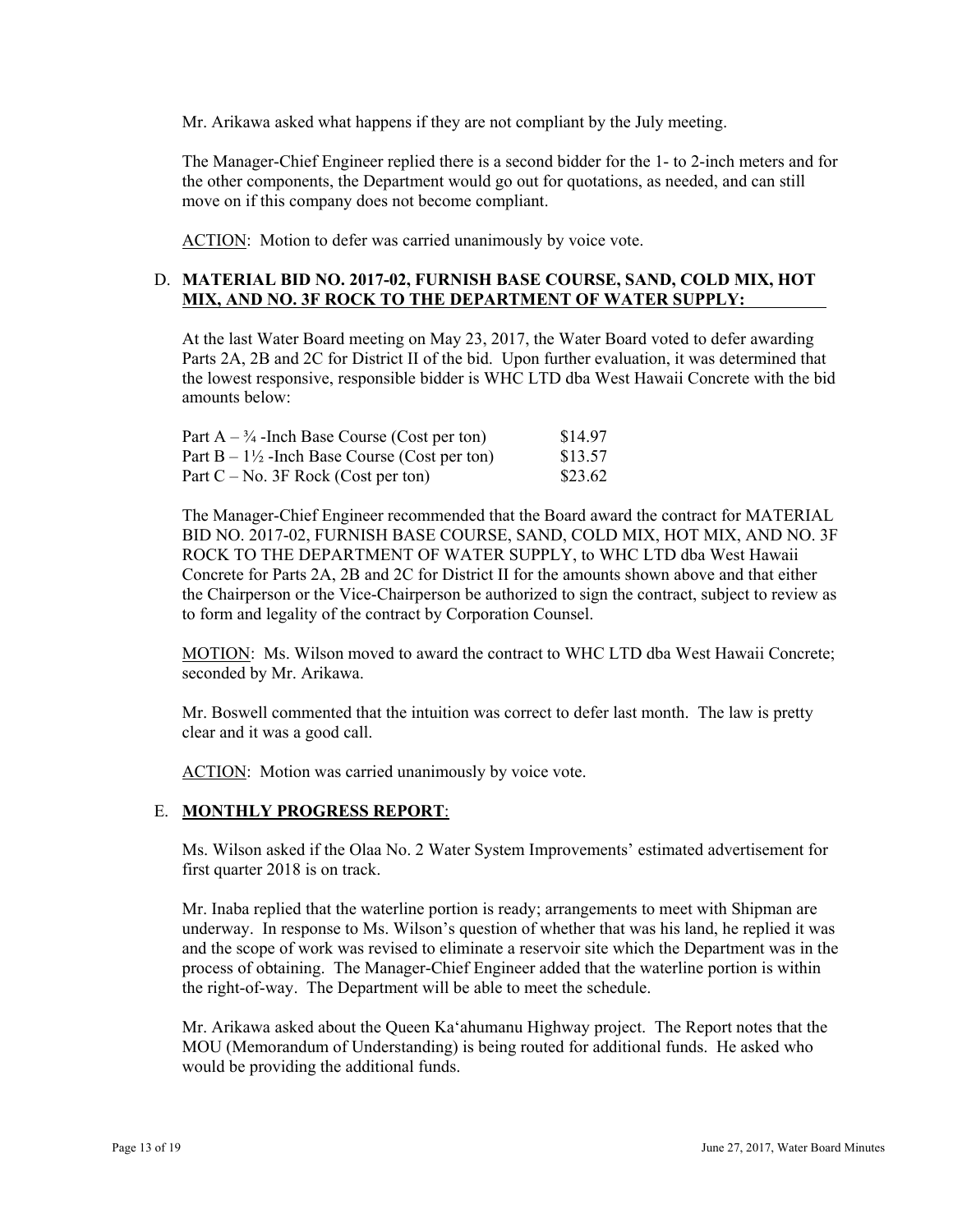Mr. Arikawa asked what happens if they are not compliant by the July meeting.

The Manager-Chief Engineer replied there is a second bidder for the 1- to 2-inch meters and for the other components, the Department would go out for quotations, as needed, and can still move on if this company does not become compliant.

ACTION: Motion to defer was carried unanimously by voice vote.

D. **MATERIAL BID NO. 2017-02, FURNISH BASE COURSE, SAND, COLD MIX, HOT MIX, AND NO. 3F ROCK TO THE DEPARTMENT OF WATER SUPPLY:**

At the last Water Board meeting on May 23, 2017, the Water Board voted to defer awarding Parts 2A, 2B and 2C for District II of the bid. Upon further evaluation, it was determined that the lowest responsive, responsible bidder is WHC LTD dba West Hawaii Concrete with the bid amounts below:

| | |
|---|---|
| Part A – ¾ -Inch Base Course (Cost per ton) | $14.97 |
| Part B – 1½ -Inch Base Course (Cost per ton) | $13.57 |
| Part C – No. 3F Rock (Cost per ton) | $23.62 |

The Manager-Chief Engineer recommended that the Board award the contract for MATERIAL BID NO. 2017-02, FURNISH BASE COURSE, SAND, COLD MIX, HOT MIX, AND NO. 3F ROCK TO THE DEPARTMENT OF WATER SUPPLY, to WHC LTD dba West Hawaii Concrete for Parts 2A, 2B and 2C for District II for the amounts shown above and that either the Chairperson or the Vice-Chairperson be authorized to sign the contract, subject to review as to form and legality of the contract by Corporation Counsel.

MOTION: Ms. Wilson moved to award the contract to WHC LTD dba West Hawaii Concrete; seconded by Mr. Arikawa.

Mr. Boswell commented that the intuition was correct to defer last month. The law is pretty clear and it was a good call.

ACTION: Motion was carried unanimously by voice vote.

E. **MONTHLY PROGRESS REPORT**:

Ms. Wilson asked if the Olaa No. 2 Water System Improvements' estimated advertisement for first quarter 2018 is on track.

Mr. Inaba replied that the waterline portion is ready; arrangements to meet with Shipman are underway. In response to Ms. Wilson's question of whether that was his land, he replied it was and the scope of work was revised to eliminate a reservoir site which the Department was in the process of obtaining. The Manager-Chief Engineer added that the waterline portion is within the right-of-way. The Department will be able to meet the schedule.

Mr. Arikawa asked about the Queen Ka'ahumanu Highway project. The Report notes that the MOU (Memorandum of Understanding) is being routed for additional funds. He asked who would be providing the additional funds.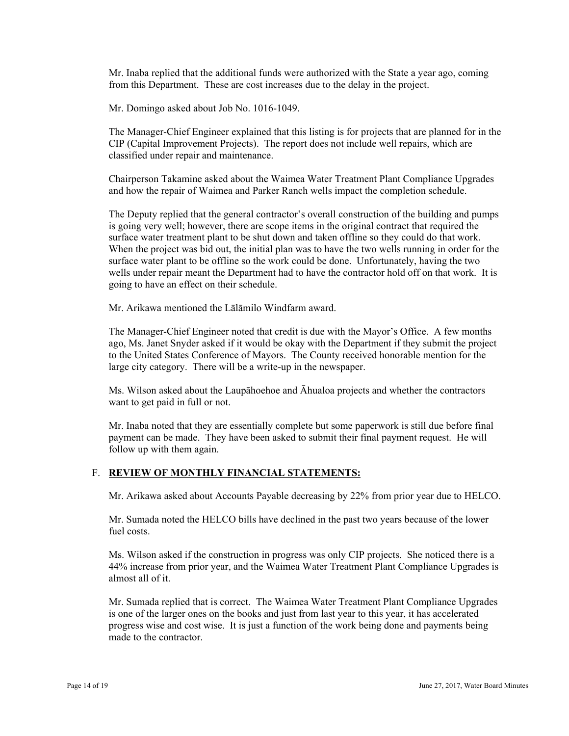Mr. Inaba replied that the additional funds were authorized with the State a year ago, coming from this Department. These are cost increases due to the delay in the project.

Mr. Domingo asked about Job No. 1016-1049.

The Manager-Chief Engineer explained that this listing is for projects that are planned for in the CIP (Capital Improvement Projects). The report does not include well repairs, which are classified under repair and maintenance.

Chairperson Takamine asked about the Waimea Water Treatment Plant Compliance Upgrades and how the repair of Waimea and Parker Ranch wells impact the completion schedule.

The Deputy replied that the general contractor's overall construction of the building and pumps is going very well; however, there are scope items in the original contract that required the surface water treatment plant to be shut down and taken offline so they could do that work. When the project was bid out, the initial plan was to have the two wells running in order for the surface water plant to be offline so the work could be done. Unfortunately, having the two wells under repair meant the Department had to have the contractor hold off on that work. It is going to have an effect on their schedule.

Mr. Arikawa mentioned the Lālāmilo Windfarm award.

The Manager-Chief Engineer noted that credit is due with the Mayor's Office. A few months ago, Ms. Janet Snyder asked if it would be okay with the Department if they submit the project to the United States Conference of Mayors. The County received honorable mention for the large city category. There will be a write-up in the newspaper.

Ms. Wilson asked about the Laupāhoehoe and Āhualoa projects and whether the contractors want to get paid in full or not.

Mr. Inaba noted that they are essentially complete but some paperwork is still due before final payment can be made. They have been asked to submit their final payment request. He will follow up with them again.

## F. **REVIEW OF MONTHLY FINANCIAL STATEMENTS:**

Mr. Arikawa asked about Accounts Payable decreasing by 22% from prior year due to HELCO.

Mr. Sumada noted the HELCO bills have declined in the past two years because of the lower fuel costs.

Ms. Wilson asked if the construction in progress was only CIP projects. She noticed there is a 44% increase from prior year, and the Waimea Water Treatment Plant Compliance Upgrades is almost all of it.

Mr. Sumada replied that is correct. The Waimea Water Treatment Plant Compliance Upgrades is one of the larger ones on the books and just from last year to this year, it has accelerated progress wise and cost wise. It is just a function of the work being done and payments being made to the contractor.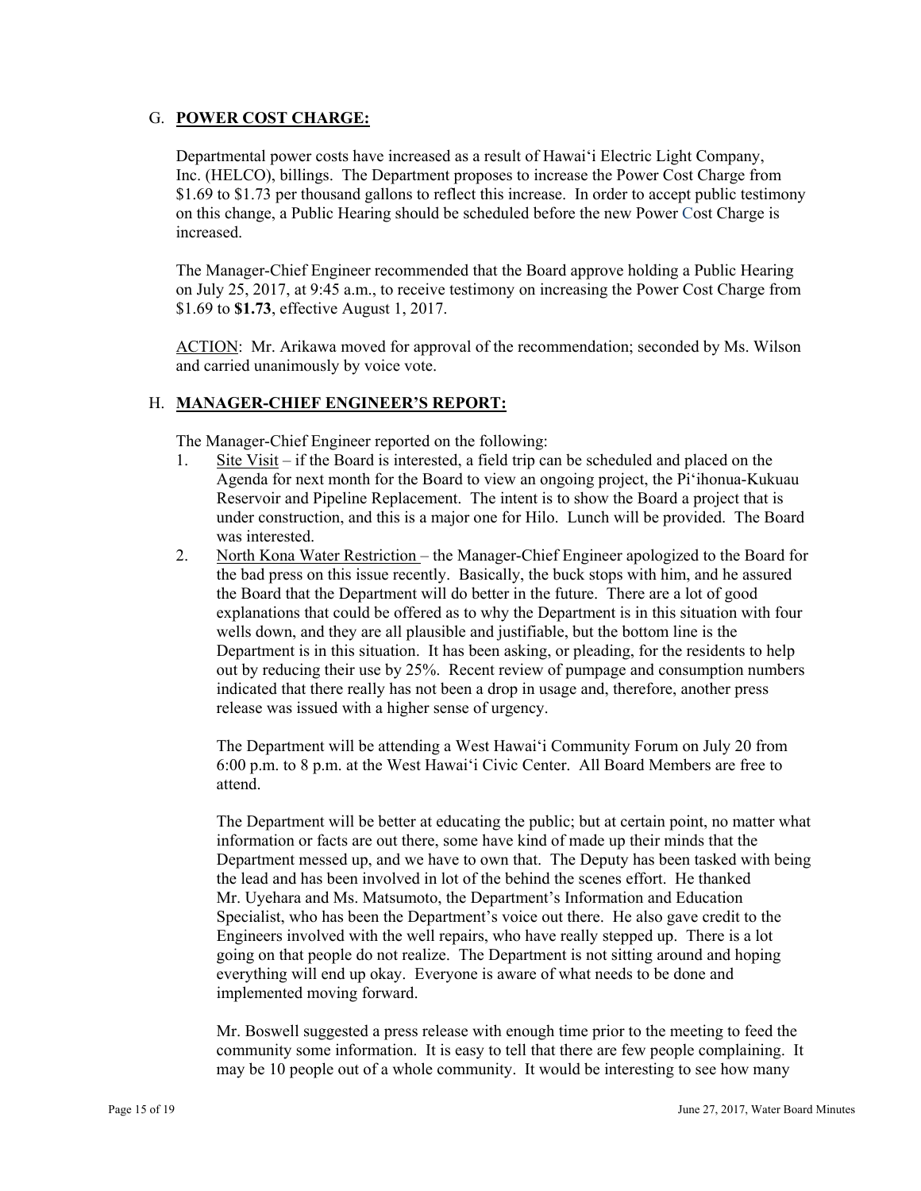## G. **POWER COST CHARGE:**

Departmental power costs have increased as a result of Hawai'i Electric Light Company, Inc. (HELCO), billings. The Department proposes to increase the Power Cost Charge from $1.69 to $1.73 per thousand gallons to reflect this increase. In order to accept public testimony on this change, a Public Hearing should be scheduled before the new Power Cost Charge is increased.

The Manager-Chief Engineer recommended that the Board approve holding a Public Hearing on July 25, 2017, at 9:45 a.m., to receive testimony on increasing the Power Cost Charge from $1.69 to **$1.73**, effective August 1, 2017.

ACTION: Mr. Arikawa moved for approval of the recommendation; seconded by Ms. Wilson and carried unanimously by voice vote.

## H. **MANAGER-CHIEF ENGINEER'S REPORT:**

The Manager-Chief Engineer reported on the following:

1. Site Visit – if the Board is interested, a field trip can be scheduled and placed on the Agenda for next month for the Board to view an ongoing project, the Pi'ihonua-Kukuau Reservoir and Pipeline Replacement. The intent is to show the Board a project that is under construction, and this is a major one for Hilo. Lunch will be provided. The Board was interested.
2. North Kona Water Restriction – the Manager-Chief Engineer apologized to the Board for the bad press on this issue recently. Basically, the buck stops with him, and he assured the Board that the Department will do better in the future. There are a lot of good explanations that could be offered as to why the Department is in this situation with four wells down, and they are all plausible and justifiable, but the bottom line is the Department is in this situation. It has been asking, or pleading, for the residents to help out by reducing their use by 25%. Recent review of pumpage and consumption numbers indicated that there really has not been a drop in usage and, therefore, another press release was issued with a higher sense of urgency.

   The Department will be attending a West Hawai'i Community Forum on July 20 from 6:00 p.m. to 8 p.m. at the West Hawai'i Civic Center. All Board Members are free to attend.

   The Department will be better at educating the public; but at certain point, no matter what information or facts are out there, some have kind of made up their minds that the Department messed up, and we have to own that. The Deputy has been tasked with being the lead and has been involved in lot of the behind the scenes effort. He thanked Mr. Uyehara and Ms. Matsumoto, the Department's Information and Education Specialist, who has been the Department's voice out there. He also gave credit to the Engineers involved with the well repairs, who have really stepped up. There is a lot going on that people do not realize. The Department is not sitting around and hoping everything will end up okay. Everyone is aware of what needs to be done and implemented moving forward.

   Mr. Boswell suggested a press release with enough time prior to the meeting to feed the community some information. It is easy to tell that there are few people complaining. It may be 10 people out of a whole community. It would be interesting to see how many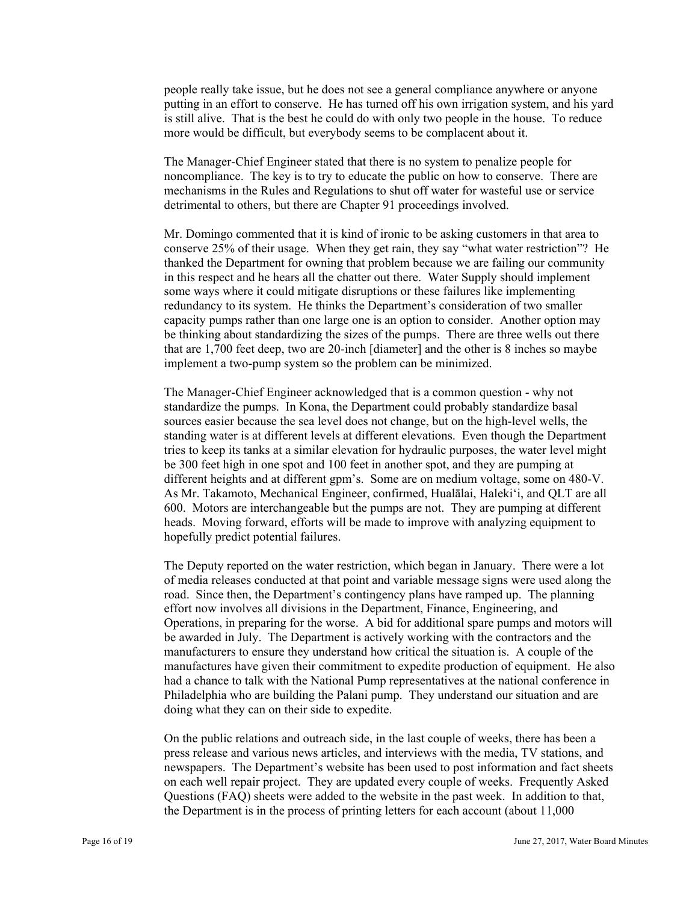people really take issue, but he does not see a general compliance anywhere or anyone putting in an effort to conserve. He has turned off his own irrigation system, and his yard is still alive. That is the best he could do with only two people in the house. To reduce more would be difficult, but everybody seems to be complacent about it.

The Manager-Chief Engineer stated that there is no system to penalize people for noncompliance. The key is to try to educate the public on how to conserve. There are mechanisms in the Rules and Regulations to shut off water for wasteful use or service detrimental to others, but there are Chapter 91 proceedings involved.

Mr. Domingo commented that it is kind of ironic to be asking customers in that area to conserve 25% of their usage. When they get rain, they say "what water restriction"? He thanked the Department for owning that problem because we are failing our community in this respect and he hears all the chatter out there. Water Supply should implement some ways where it could mitigate disruptions or these failures like implementing redundancy to its system. He thinks the Department's consideration of two smaller capacity pumps rather than one large one is an option to consider. Another option may be thinking about standardizing the sizes of the pumps. There are three wells out there that are 1,700 feet deep, two are 20-inch [diameter] and the other is 8 inches so maybe implement a two-pump system so the problem can be minimized.

The Manager-Chief Engineer acknowledged that is a common question - why not standardize the pumps. In Kona, the Department could probably standardize basal sources easier because the sea level does not change, but on the high-level wells, the standing water is at different levels at different elevations. Even though the Department tries to keep its tanks at a similar elevation for hydraulic purposes, the water level might be 300 feet high in one spot and 100 feet in another spot, and they are pumping at different heights and at different gpm's. Some are on medium voltage, some on 480-V. As Mr. Takamoto, Mechanical Engineer, confirmed, Hualālai, Haleki'i, and QLT are all 600. Motors are interchangeable but the pumps are not. They are pumping at different heads. Moving forward, efforts will be made to improve with analyzing equipment to hopefully predict potential failures.

The Deputy reported on the water restriction, which began in January. There were a lot of media releases conducted at that point and variable message signs were used along the road. Since then, the Department's contingency plans have ramped up. The planning effort now involves all divisions in the Department, Finance, Engineering, and Operations, in preparing for the worse. A bid for additional spare pumps and motors will be awarded in July. The Department is actively working with the contractors and the manufacturers to ensure they understand how critical the situation is. A couple of the manufactures have given their commitment to expedite production of equipment. He also had a chance to talk with the National Pump representatives at the national conference in Philadelphia who are building the Palani pump. They understand our situation and are doing what they can on their side to expedite.

On the public relations and outreach side, in the last couple of weeks, there has been a press release and various news articles, and interviews with the media, TV stations, and newspapers. The Department's website has been used to post information and fact sheets on each well repair project. They are updated every couple of weeks. Frequently Asked Questions (FAQ) sheets were added to the website in the past week. In addition to that, the Department is in the process of printing letters for each account (about 11,000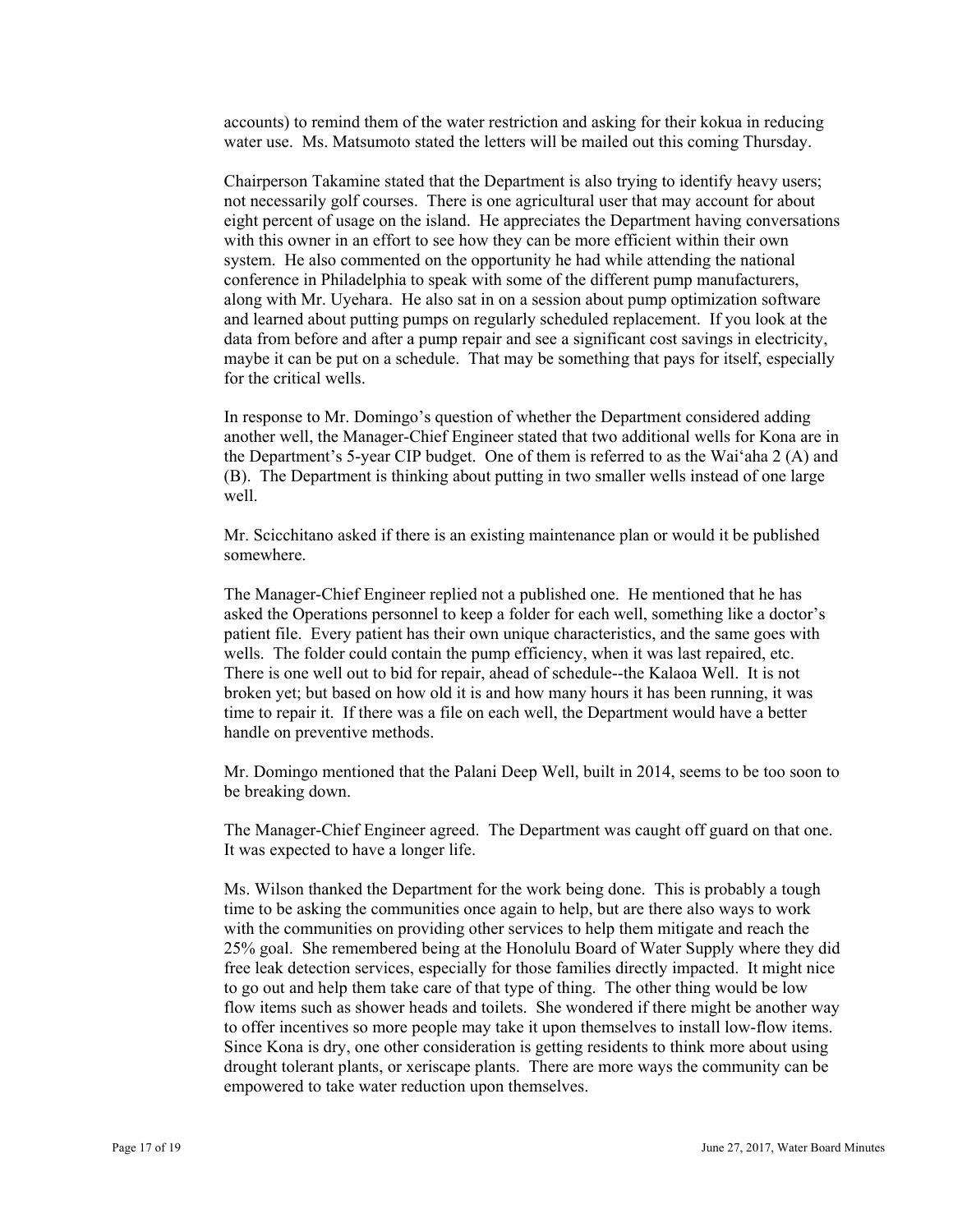accounts) to remind them of the water restriction and asking for their kokua in reducing water use. Ms. Matsumoto stated the letters will be mailed out this coming Thursday.

Chairperson Takamine stated that the Department is also trying to identify heavy users; not necessarily golf courses. There is one agricultural user that may account for about eight percent of usage on the island. He appreciates the Department having conversations with this owner in an effort to see how they can be more efficient within their own system. He also commented on the opportunity he had while attending the national conference in Philadelphia to speak with some of the different pump manufacturers, along with Mr. Uyehara. He also sat in on a session about pump optimization software and learned about putting pumps on regularly scheduled replacement. If you look at the data from before and after a pump repair and see a significant cost savings in electricity, maybe it can be put on a schedule. That may be something that pays for itself, especially for the critical wells.

In response to Mr. Domingo's question of whether the Department considered adding another well, the Manager-Chief Engineer stated that two additional wells for Kona are in the Department's 5-year CIP budget. One of them is referred to as the Wai'aha 2 (A) and (B). The Department is thinking about putting in two smaller wells instead of one large well.

Mr. Scicchitano asked if there is an existing maintenance plan or would it be published somewhere.

The Manager-Chief Engineer replied not a published one. He mentioned that he has asked the Operations personnel to keep a folder for each well, something like a doctor's patient file. Every patient has their own unique characteristics, and the same goes with wells. The folder could contain the pump efficiency, when it was last repaired, etc. There is one well out to bid for repair, ahead of schedule--the Kalaoa Well. It is not broken yet; but based on how old it is and how many hours it has been running, it was time to repair it. If there was a file on each well, the Department would have a better handle on preventive methods.

Mr. Domingo mentioned that the Palani Deep Well, built in 2014, seems to be too soon to be breaking down.

The Manager-Chief Engineer agreed. The Department was caught off guard on that one. It was expected to have a longer life.

Ms. Wilson thanked the Department for the work being done. This is probably a tough time to be asking the communities once again to help, but are there also ways to work with the communities on providing other services to help them mitigate and reach the 25% goal. She remembered being at the Honolulu Board of Water Supply where they did free leak detection services, especially for those families directly impacted. It might nice to go out and help them take care of that type of thing. The other thing would be low flow items such as shower heads and toilets. She wondered if there might be another way to offer incentives so more people may take it upon themselves to install low-flow items. Since Kona is dry, one other consideration is getting residents to think more about using drought tolerant plants, or xeriscape plants. There are more ways the community can be empowered to take water reduction upon themselves.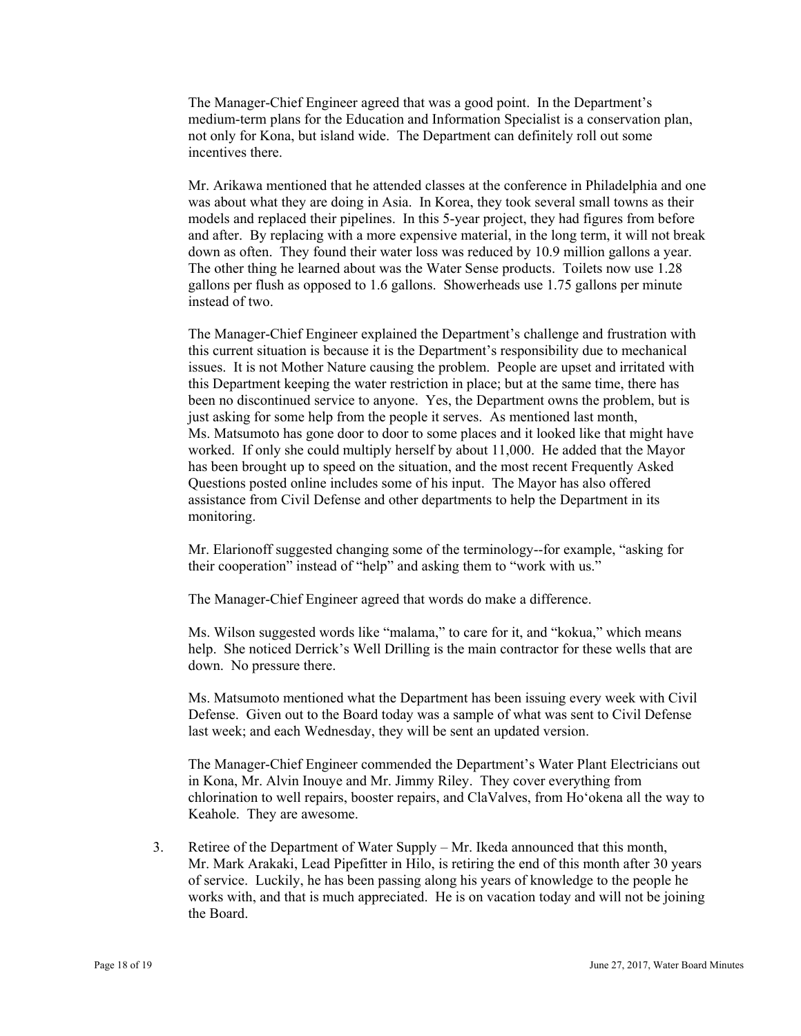The Manager-Chief Engineer agreed that was a good point. In the Department's medium-term plans for the Education and Information Specialist is a conservation plan, not only for Kona, but island wide. The Department can definitely roll out some incentives there.

Mr. Arikawa mentioned that he attended classes at the conference in Philadelphia and one was about what they are doing in Asia. In Korea, they took several small towns as their models and replaced their pipelines. In this 5-year project, they had figures from before and after. By replacing with a more expensive material, in the long term, it will not break down as often. They found their water loss was reduced by 10.9 million gallons a year. The other thing he learned about was the Water Sense products. Toilets now use 1.28 gallons per flush as opposed to 1.6 gallons. Showerheads use 1.75 gallons per minute instead of two.

The Manager-Chief Engineer explained the Department's challenge and frustration with this current situation is because it is the Department's responsibility due to mechanical issues. It is not Mother Nature causing the problem. People are upset and irritated with this Department keeping the water restriction in place; but at the same time, there has been no discontinued service to anyone. Yes, the Department owns the problem, but is just asking for some help from the people it serves. As mentioned last month, Ms. Matsumoto has gone door to door to some places and it looked like that might have worked. If only she could multiply herself by about 11,000. He added that the Mayor has been brought up to speed on the situation, and the most recent Frequently Asked Questions posted online includes some of his input. The Mayor has also offered assistance from Civil Defense and other departments to help the Department in its monitoring.

Mr. Elarionoff suggested changing some of the terminology--for example, "asking for their cooperation" instead of "help" and asking them to "work with us."

The Manager-Chief Engineer agreed that words do make a difference.

Ms. Wilson suggested words like "malama," to care for it, and "kokua," which means help. She noticed Derrick's Well Drilling is the main contractor for these wells that are down. No pressure there.

Ms. Matsumoto mentioned what the Department has been issuing every week with Civil Defense. Given out to the Board today was a sample of what was sent to Civil Defense last week; and each Wednesday, they will be sent an updated version.

The Manager-Chief Engineer commended the Department's Water Plant Electricians out in Kona, Mr. Alvin Inouye and Mr. Jimmy Riley. They cover everything from chlorination to well repairs, booster repairs, and ClaValves, from Ho'okena all the way to Keahole. They are awesome.

3. Retiree of the Department of Water Supply – Mr. Ikeda announced that this month, Mr. Mark Arakaki, Lead Pipefitter in Hilo, is retiring the end of this month after 30 years of service. Luckily, he has been passing along his years of knowledge to the people he works with, and that is much appreciated. He is on vacation today and will not be joining the Board.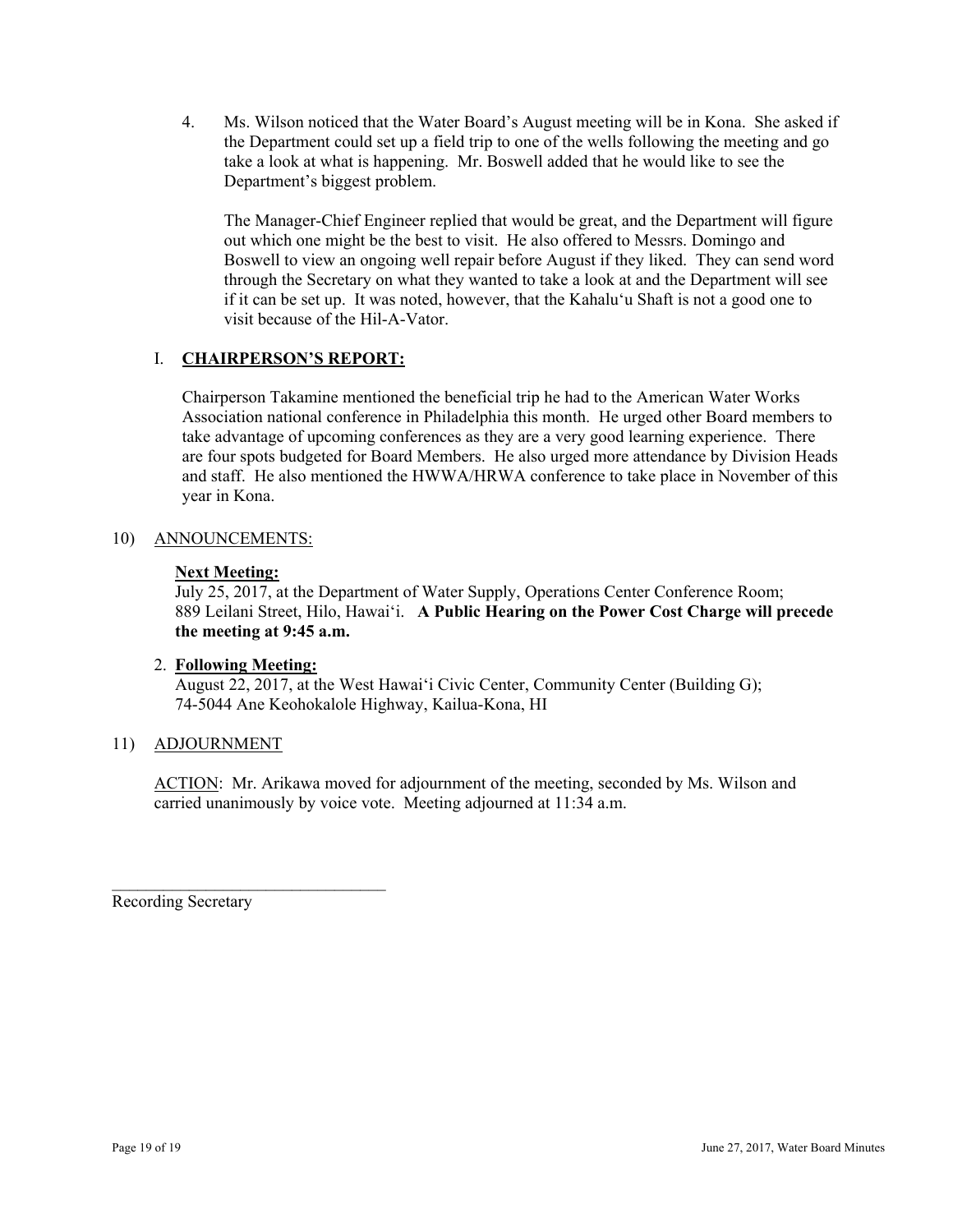4. Ms. Wilson noticed that the Water Board's August meeting will be in Kona. She asked if the Department could set up a field trip to one of the wells following the meeting and go take a look at what is happening. Mr. Boswell added that he would like to see the Department's biggest problem.

   The Manager-Chief Engineer replied that would be great, and the Department will figure out which one might be the best to visit. He also offered to Messrs. Domingo and Boswell to view an ongoing well repair before August if they liked. They can send word through the Secretary on what they wanted to take a look at and the Department will see if it can be set up. It was noted, however, that the Kahalu'u Shaft is not a good one to visit because of the Hil-A-Vator.

I. **CHAIRPERSON'S REPORT:**

Chairperson Takamine mentioned the beneficial trip he had to the American Water Works Association national conference in Philadelphia this month. He urged other Board members to take advantage of upcoming conferences as they are a very good learning experience. There are four spots budgeted for Board Members. He also urged more attendance by Division Heads and staff. He also mentioned the HWWA/HRWA conference to take place in November of this year in Kona.

10) ANNOUNCEMENTS:

**Next Meeting:**
July 25, 2017, at the Department of Water Supply, Operations Center Conference Room; 889 Leilani Street, Hilo, Hawai'i. **A Public Hearing on the Power Cost Charge will precede the meeting at 9:45 a.m.**

2. **Following Meeting:**
August 22, 2017, at the West Hawai'i Civic Center, Community Center (Building G); 74-5044 Ane Keohokalole Highway, Kailua-Kona, HI

11) ADJOURNMENT

ACTION: Mr. Arikawa moved for adjournment of the meeting, seconded by Ms. Wilson and carried unanimously by voice vote. Meeting adjourned at 11:34 a.m.

\_\_\_\_\_\_\_\_\_\_\_\_\_\_\_\_\_\_\_\_\_\_\_\_\_\_\_\_\_\_\_\_
Recording Secretary